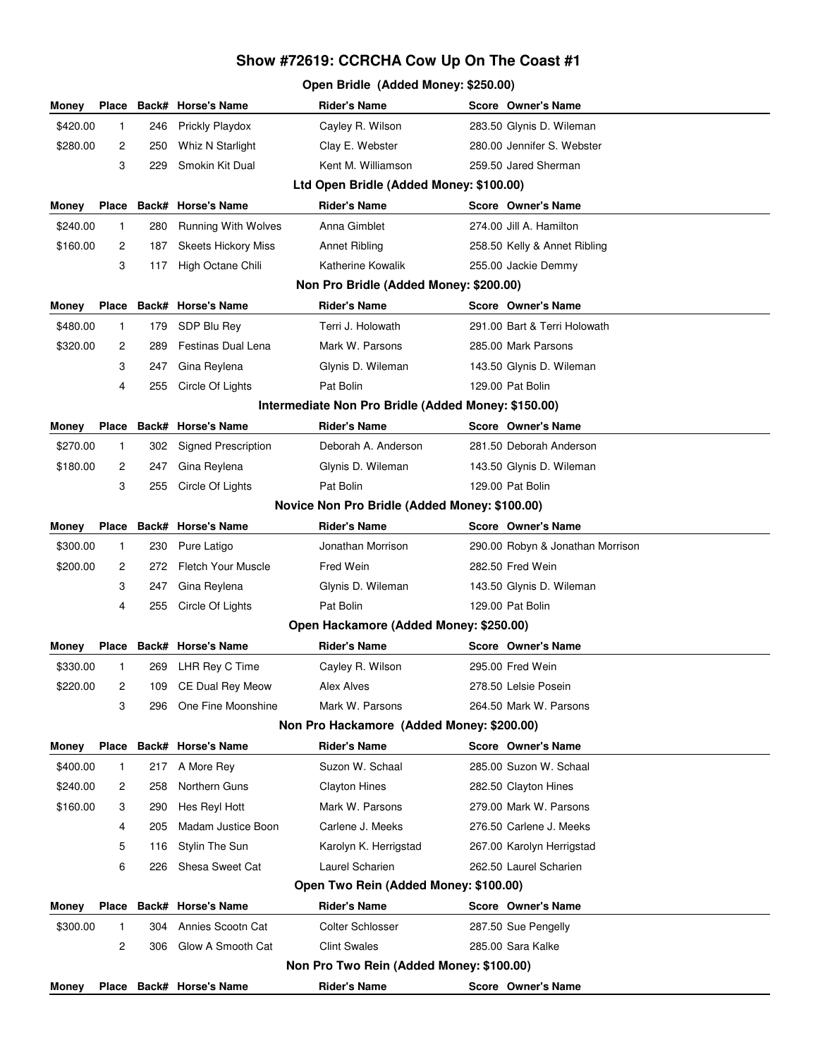# Show #72619: CCRCHA Cow Up On The Coast #1

## Open Bridle (Added Money: $250.00)

| Money | Place | Back# | Horse's Name | Rider's Name | Score | Owner's Name |
|---|---|---|---|---|---|---|
| $420.00 | 1 | 246 | Prickly Playdox | Cayley R. Wilson | 283.50 | Glynis D. Wileman |
| $280.00 | 2 | 250 | Whiz N Starlight | Clay E. Webster | 280.00 | Jennifer S. Webster |
| | 3 | 229 | Smokin Kit Dual | Kent M. Williamson | 259.50 | Jared Sherman |

## Ltd Open Bridle (Added Money: $100.00)

| Money | Place | Back# | Horse's Name | Rider's Name | Score | Owner's Name |
|---|---|---|---|---|---|---|
| $240.00 | 1 | 280 | Running With Wolves | Anna Gimblet | 274.00 | Jill A. Hamilton |
| $160.00 | 2 | 187 | Skeets Hickory Miss | Annet Ribling | 258.50 | Kelly & Annet Ribling |
| | 3 | 117 | High Octane Chili | Katherine Kowalik | 255.00 | Jackie Demmy |

## Non Pro Bridle (Added Money: $200.00)

| Money | Place | Back# | Horse's Name | Rider's Name | Score | Owner's Name |
|---|---|---|---|---|---|---|
| $480.00 | 1 | 179 | SDP Blu Rey | Terri J. Holowath | 291.00 | Bart & Terri Holowath |
| $320.00 | 2 | 289 | Festinas Dual Lena | Mark W. Parsons | 285.00 | Mark Parsons |
| | 3 | 247 | Gina Reylena | Glynis D. Wileman | 143.50 | Glynis D. Wileman |
| | 4 | 255 | Circle Of Lights | Pat Bolin | 129.00 | Pat Bolin |

## Intermediate Non Pro Bridle (Added Money: $150.00)

| Money | Place | Back# | Horse's Name | Rider's Name | Score | Owner's Name |
|---|---|---|---|---|---|---|
| $270.00 | 1 | 302 | Signed Prescription | Deborah A. Anderson | 281.50 | Deborah Anderson |
| $180.00 | 2 | 247 | Gina Reylena | Glynis D. Wileman | 143.50 | Glynis D. Wileman |
| | 3 | 255 | Circle Of Lights | Pat Bolin | 129.00 | Pat Bolin |

## Novice Non Pro Bridle (Added Money: $100.00)

| Money | Place | Back# | Horse's Name | Rider's Name | Score | Owner's Name |
|---|---|---|---|---|---|---|
| $300.00 | 1 | 230 | Pure Latigo | Jonathan Morrison | 290.00 | Robyn & Jonathan Morrison |
| $200.00 | 2 | 272 | Fletch Your Muscle | Fred Wein | 282.50 | Fred Wein |
| | 3 | 247 | Gina Reylena | Glynis D. Wileman | 143.50 | Glynis D. Wileman |
| | 4 | 255 | Circle Of Lights | Pat Bolin | 129.00 | Pat Bolin |

## Open Hackamore (Added Money: $250.00)

| Money | Place | Back# | Horse's Name | Rider's Name | Score | Owner's Name |
|---|---|---|---|---|---|---|
| $330.00 | 1 | 269 | LHR Rey C Time | Cayley R. Wilson | 295.00 | Fred Wein |
| $220.00 | 2 | 109 | CE Dual Rey Meow | Alex Alves | 278.50 | Lelsie Posein |
| | 3 | 296 | One Fine Moonshine | Mark W. Parsons | 264.50 | Mark W. Parsons |

## Non Pro Hackamore (Added Money: $200.00)

| Money | Place | Back# | Horse's Name | Rider's Name | Score | Owner's Name |
|---|---|---|---|---|---|---|
| $400.00 | 1 | 217 | A More Rey | Suzon W. Schaal | 285.00 | Suzon W. Schaal |
| $240.00 | 2 | 258 | Northern Guns | Clayton Hines | 282.50 | Clayton Hines |
| $160.00 | 3 | 290 | Hes Reyl Hott | Mark W. Parsons | 279.00 | Mark W. Parsons |
| | 4 | 205 | Madam Justice Boon | Carlene J. Meeks | 276.50 | Carlene J. Meeks |
| | 5 | 116 | Stylin The Sun | Karolyn K. Herrigstad | 267.00 | Karolyn Herrigstad |
| | 6 | 226 | Shesa Sweet Cat | Laurel Scharien | 262.50 | Laurel Scharien |

## Open Two Rein (Added Money: $100.00)

| Money | Place | Back# | Horse's Name | Rider's Name | Score | Owner's Name |
|---|---|---|---|---|---|---|
| $300.00 | 1 | 304 | Annies Scootn Cat | Colter Schlosser | 287.50 | Sue Pengelly |
| | 2 | 306 | Glow A Smooth Cat | Clint Swales | 285.00 | Sara Kalke |

## Non Pro Two Rein (Added Money: $100.00)

| Money | Place | Back# | Horse's Name | Rider's Name | Score | Owner's Name |
|---|---|---|---|---|---|---|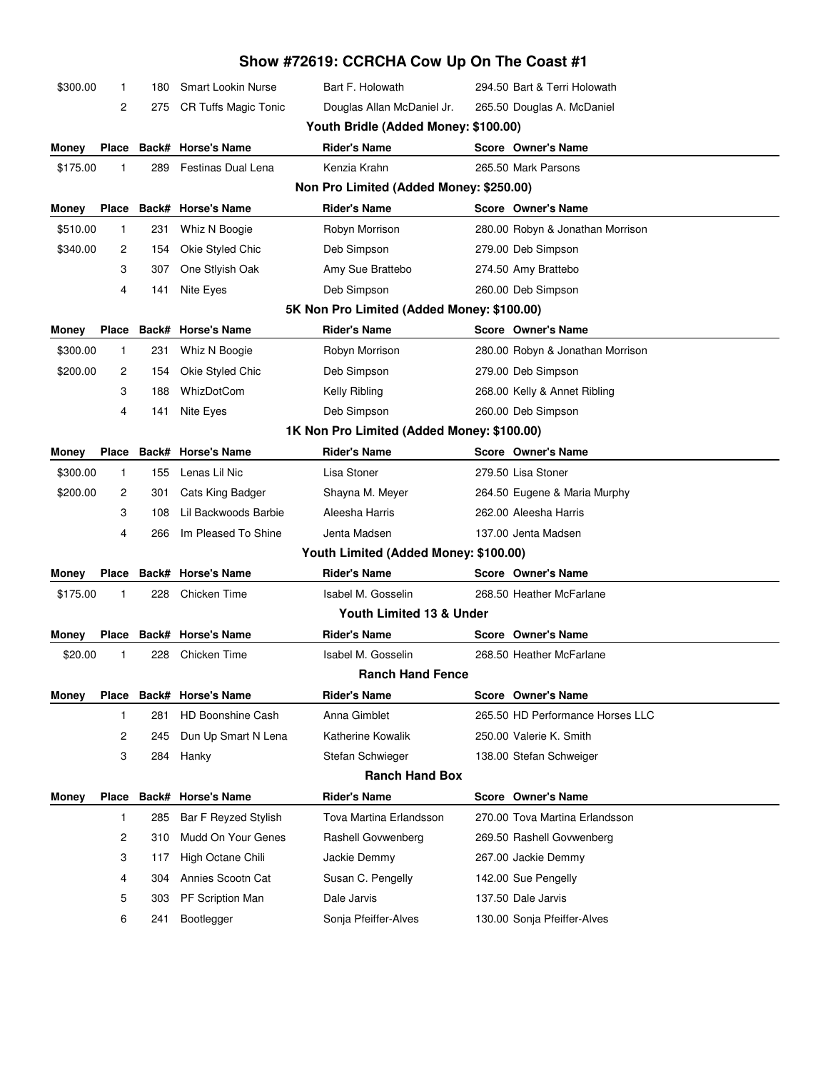# Show #72619: CCRCHA Cow Up On The Coast #1

| Money | Place | Back# | Horse's Name | Rider's Name | Score | Owner's Name |
|---|---|---|---|---|---|---|
| $300.00 | 1 | 180 | Smart Lookin Nurse | Bart F. Holowath | 294.50 | Bart & Terri Holowath |
| | 2 | 275 | CR Tuffs Magic Tonic | Douglas Allan McDaniel Jr. | 265.50 | Douglas A. McDaniel |

## Youth Bridle (Added Money: $100.00)

| Money | Place | Back# | Horse's Name | Rider's Name | Score | Owner's Name |
|---|---|---|---|---|---|---|
| $175.00 | 1 | 289 | Festinas Dual Lena | Kenzia Krahn | 265.50 | Mark Parsons |

## Non Pro Limited (Added Money: $250.00)

| Money | Place | Back# | Horse's Name | Rider's Name | Score | Owner's Name |
|---|---|---|---|---|---|---|
| $510.00 | 1 | 231 | Whiz N Boogie | Robyn Morrison | 280.00 | Robyn & Jonathan Morrison |
| $340.00 | 2 | 154 | Okie Styled Chic | Deb Simpson | 279.00 | Deb Simpson |
| | 3 | 307 | One Stlyish Oak | Amy Sue Brattebo | 274.50 | Amy Brattebo |
| | 4 | 141 | Nite Eyes | Deb Simpson | 260.00 | Deb Simpson |

## 5K Non Pro Limited (Added Money: $100.00)

| Money | Place | Back# | Horse's Name | Rider's Name | Score | Owner's Name |
|---|---|---|---|---|---|---|
| $300.00 | 1 | 231 | Whiz N Boogie | Robyn Morrison | 280.00 | Robyn & Jonathan Morrison |
| $200.00 | 2 | 154 | Okie Styled Chic | Deb Simpson | 279.00 | Deb Simpson |
| | 3 | 188 | WhizDotCom | Kelly Ribling | 268.00 | Kelly & Annet Ribling |
| | 4 | 141 | Nite Eyes | Deb Simpson | 260.00 | Deb Simpson |

## 1K Non Pro Limited (Added Money: $100.00)

| Money | Place | Back# | Horse's Name | Rider's Name | Score | Owner's Name |
|---|---|---|---|---|---|---|
| $300.00 | 1 | 155 | Lenas Lil Nic | Lisa Stoner | 279.50 | Lisa Stoner |
| $200.00 | 2 | 301 | Cats King Badger | Shayna M. Meyer | 264.50 | Eugene & Maria Murphy |
| | 3 | 108 | Lil Backwoods Barbie | Aleesha Harris | 262.00 | Aleesha Harris |
| | 4 | 266 | Im Pleased To Shine | Jenta Madsen | 137.00 | Jenta Madsen |

## Youth Limited (Added Money: $100.00)

| Money | Place | Back# | Horse's Name | Rider's Name | Score | Owner's Name |
|---|---|---|---|---|---|---|
| $175.00 | 1 | 228 | Chicken Time | Isabel M. Gosselin | 268.50 | Heather McFarlane |

## Youth Limited 13 & Under

| Money | Place | Back# | Horse's Name | Rider's Name | Score | Owner's Name |
|---|---|---|---|---|---|---|
| $20.00 | 1 | 228 | Chicken Time | Isabel M. Gosselin | 268.50 | Heather McFarlane |

## Ranch Hand Fence

| Money | Place | Back# | Horse's Name | Rider's Name | Score | Owner's Name |
|---|---|---|---|---|---|---|
| | 1 | 281 | HD Boonshine Cash | Anna Gimblet | 265.50 | HD Performance Horses LLC |
| | 2 | 245 | Dun Up Smart N Lena | Katherine Kowalik | 250.00 | Valerie K. Smith |
| | 3 | 284 | Hanky | Stefan Schwieger | 138.00 | Stefan Schweiger |

## Ranch Hand Box

| Money | Place | Back# | Horse's Name | Rider's Name | Score | Owner's Name |
|---|---|---|---|---|---|---|
| | 1 | 285 | Bar F Reyzed Stylish | Tova Martina Erlandsson | 270.00 | Tova Martina Erlandsson |
| | 2 | 310 | Mudd On Your Genes | Rashell Govwenberg | 269.50 | Rashell Govwenberg |
| | 3 | 117 | High Octane Chili | Jackie Demmy | 267.00 | Jackie Demmy |
| | 4 | 304 | Annies Scootn Cat | Susan C. Pengelly | 142.00 | Sue Pengelly |
| | 5 | 303 | PF Scription Man | Dale Jarvis | 137.50 | Dale Jarvis |
| | 6 | 241 | Bootlegger | Sonja Pfeiffer-Alves | 130.00 | Sonja Pfeiffer-Alves |